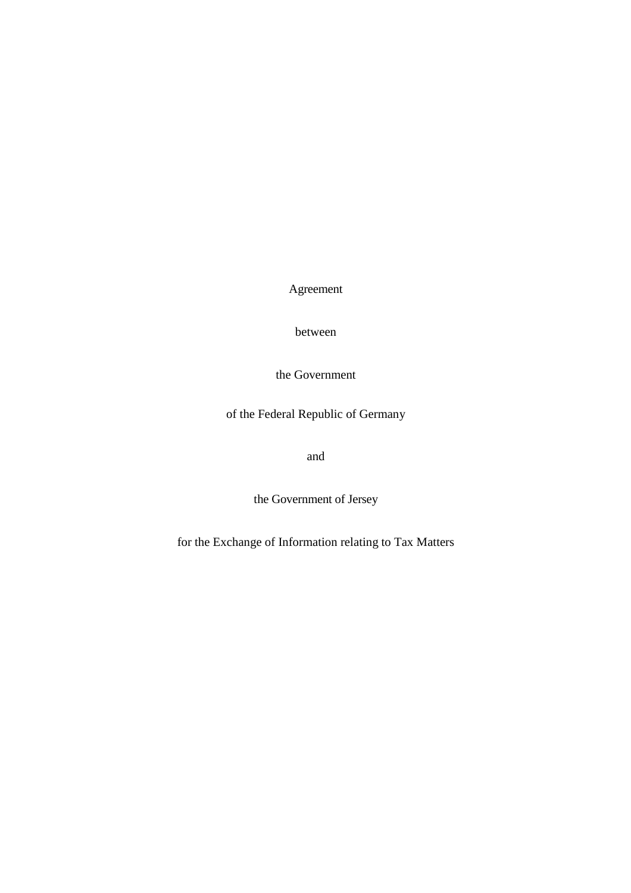Agreement

between

the Government

of the Federal Republic of Germany

and

the Government of Jersey

for the Exchange of Information relating to Tax Matters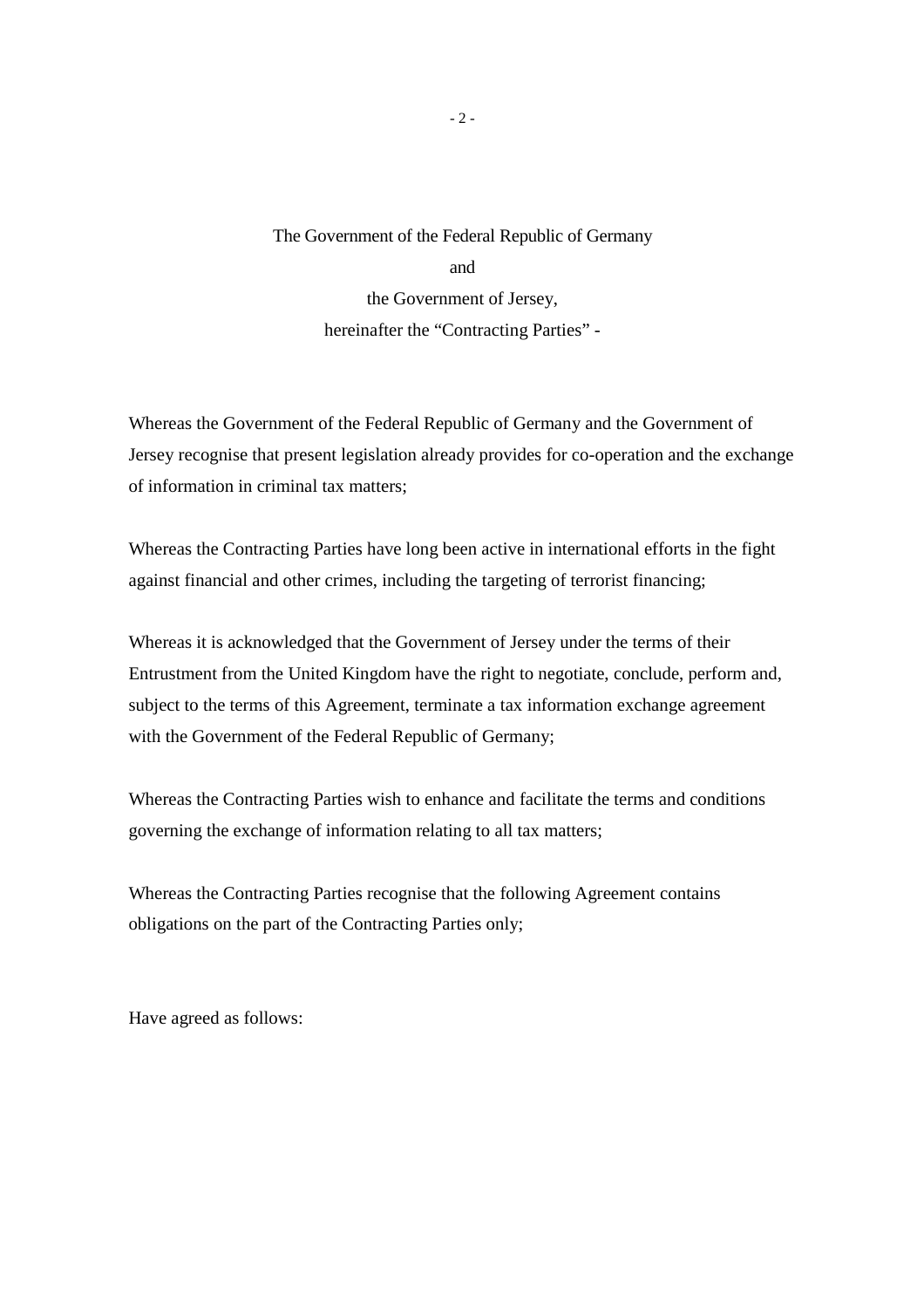The Government of the Federal Republic of Germany

and

the Government of Jersey,

hereinafter the “Contracting Parties” -

Whereas the Government of the Federal Republic of Germany and the Government of Jersey recognise that present legislation already provides for co-operation and the exchange of information in criminal tax matters;

Whereas the Contracting Parties have long been active in international efforts in the fight against financial and other crimes, including the targeting of terrorist financing;

Whereas it is acknowledged that the Government of Jersey under the terms of their Entrustment from the United Kingdom have the right to negotiate, conclude, perform and, subject to the terms of this Agreement, terminate a tax information exchange agreement with the Government of the Federal Republic of Germany;

Whereas the Contracting Parties wish to enhance and facilitate the terms and conditions governing the exchange of information relating to all tax matters;

Whereas the Contracting Parties recognise that the following Agreement contains obligations on the part of the Contracting Parties only;

Have agreed as follows: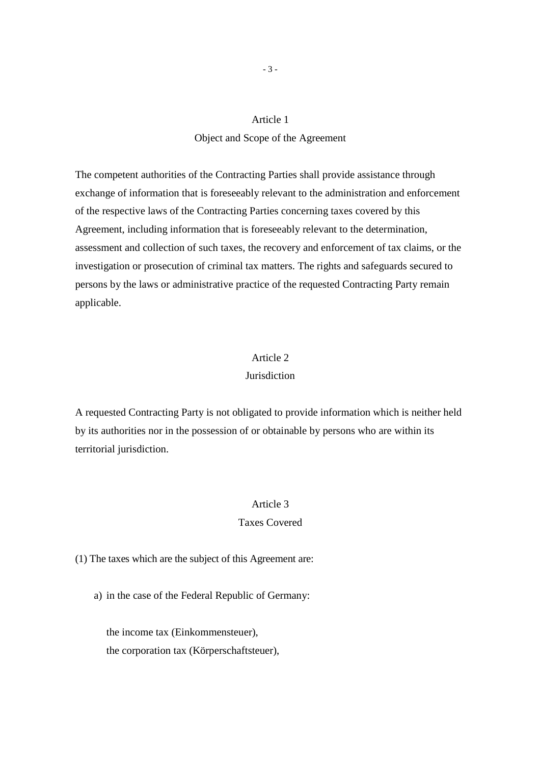## Article 1
### Object and Scope of the Agreement

The competent authorities of the Contracting Parties shall provide assistance through exchange of information that is foreseeably relevant to the administration and enforcement of the respective laws of the Contracting Parties concerning taxes covered by this Agreement, including information that is foreseeably relevant to the determination, assessment and collection of such taxes, the recovery and enforcement of tax claims, or the investigation or prosecution of criminal tax matters. The rights and safeguards secured to persons by the laws or administrative practice of the requested Contracting Party remain applicable.

## Article 2
### Jurisdiction

A requested Contracting Party is not obligated to provide information which is neither held by its authorities nor in the possession of or obtainable by persons who are within its territorial jurisdiction.

## Article 3
### Taxes Covered

(1) The taxes which are the subject of this Agreement are:

a) in the case of the Federal Republic of Germany:

the income tax (Einkommensteuer),
the corporation tax (Körperschaftsteuer),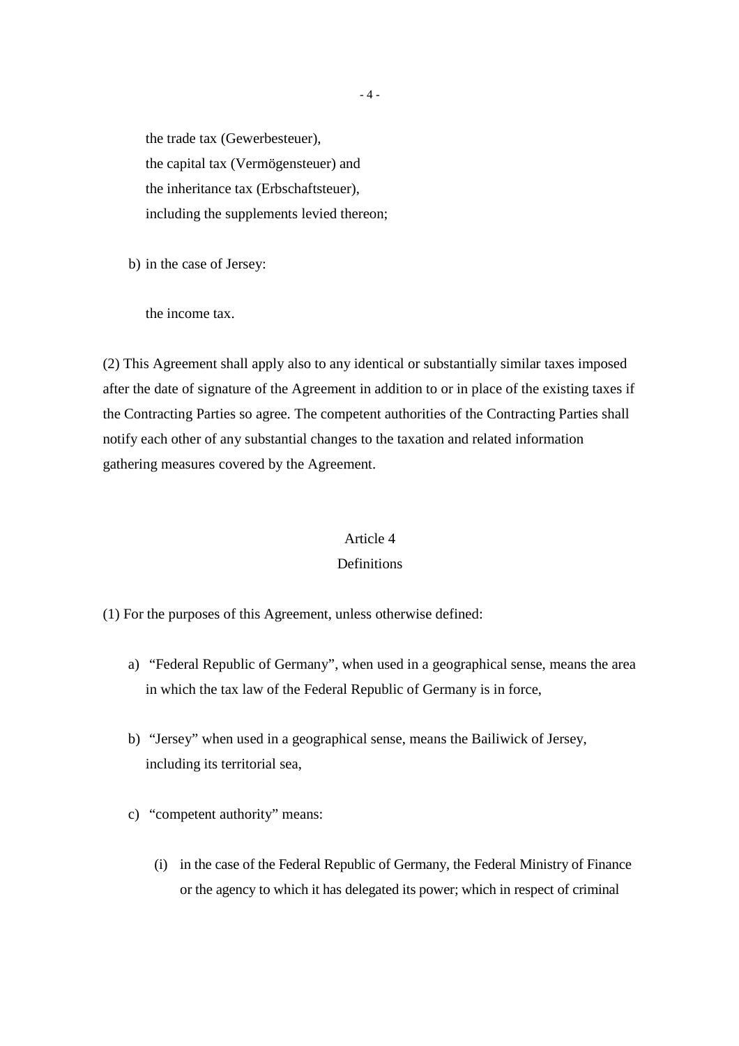the trade tax (Gewerbesteuer),
the capital tax (Vermögensteuer) and
the inheritance tax (Erbschaftsteuer),
including the supplements levied thereon;

b) in the case of Jersey:

the income tax.

(2) This Agreement shall apply also to any identical or substantially similar taxes imposed after the date of signature of the Agreement in addition to or in place of the existing taxes if the Contracting Parties so agree. The competent authorities of the Contracting Parties shall notify each other of any substantial changes to the taxation and related information gathering measures covered by the Agreement.

## Article 4
## Definitions

(1) For the purposes of this Agreement, unless otherwise defined:

a) "Federal Republic of Germany", when used in a geographical sense, means the area in which the tax law of the Federal Republic of Germany is in force,

b) "Jersey" when used in a geographical sense, means the Bailiwick of Jersey, including its territorial sea,

c) "competent authority" means:

   (i) in the case of the Federal Republic of Germany, the Federal Ministry of Finance or the agency to which it has delegated its power; which in respect of criminal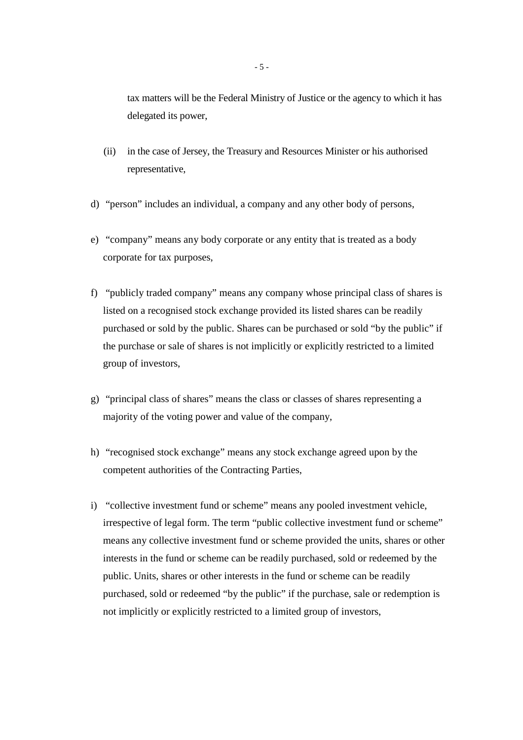tax matters will be the Federal Ministry of Justice or the agency to which it has delegated its power,

(ii) in the case of Jersey, the Treasury and Resources Minister or his authorised representative,

d) "person" includes an individual, a company and any other body of persons,

e) "company" means any body corporate or any entity that is treated as a body corporate for tax purposes,

f) "publicly traded company" means any company whose principal class of shares is listed on a recognised stock exchange provided its listed shares can be readily purchased or sold by the public. Shares can be purchased or sold "by the public" if the purchase or sale of shares is not implicitly or explicitly restricted to a limited group of investors,

g) "principal class of shares" means the class or classes of shares representing a majority of the voting power and value of the company,

h) "recognised stock exchange" means any stock exchange agreed upon by the competent authorities of the Contracting Parties,

i) "collective investment fund or scheme" means any pooled investment vehicle, irrespective of legal form. The term "public collective investment fund or scheme" means any collective investment fund or scheme provided the units, shares or other interests in the fund or scheme can be readily purchased, sold or redeemed by the public. Units, shares or other interests in the fund or scheme can be readily purchased, sold or redeemed "by the public" if the purchase, sale or redemption is not implicitly or explicitly restricted to a limited group of investors,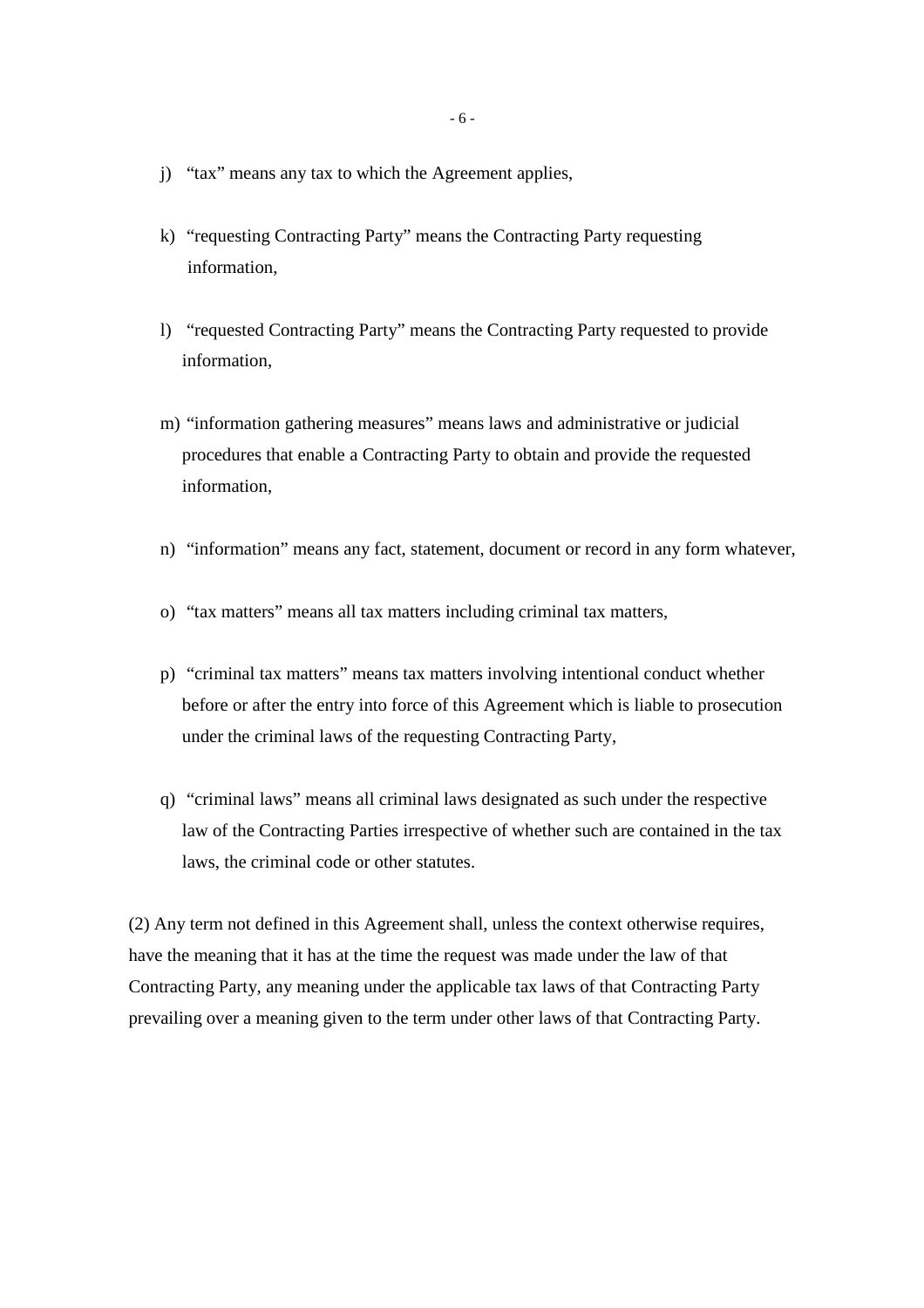j) "tax" means any tax to which the Agreement applies,

k) "requesting Contracting Party" means the Contracting Party requesting information,

l) "requested Contracting Party" means the Contracting Party requested to provide information,

m) "information gathering measures" means laws and administrative or judicial procedures that enable a Contracting Party to obtain and provide the requested information,

n) "information" means any fact, statement, document or record in any form whatever,

o) "tax matters" means all tax matters including criminal tax matters,

p) "criminal tax matters" means tax matters involving intentional conduct whether before or after the entry into force of this Agreement which is liable to prosecution under the criminal laws of the requesting Contracting Party,

q) "criminal laws" means all criminal laws designated as such under the respective law of the Contracting Parties irrespective of whether such are contained in the tax laws, the criminal code or other statutes.

(2) Any term not defined in this Agreement shall, unless the context otherwise requires, have the meaning that it has at the time the request was made under the law of that Contracting Party, any meaning under the applicable tax laws of that Contracting Party prevailing over a meaning given to the term under other laws of that Contracting Party.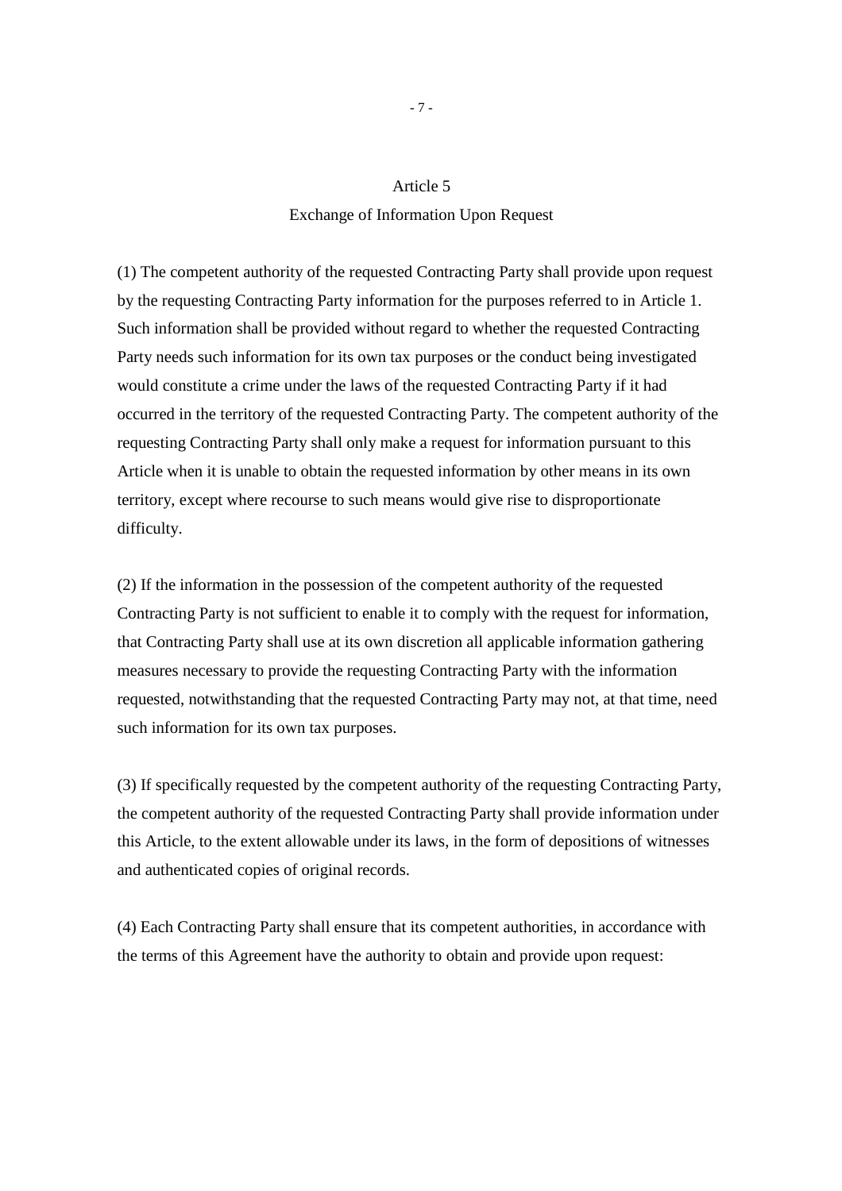## Article 5
### Exchange of Information Upon Request

(1) The competent authority of the requested Contracting Party shall provide upon request by the requesting Contracting Party information for the purposes referred to in Article 1. Such information shall be provided without regard to whether the requested Contracting Party needs such information for its own tax purposes or the conduct being investigated would constitute a crime under the laws of the requested Contracting Party if it had occurred in the territory of the requested Contracting Party. The competent authority of the requesting Contracting Party shall only make a request for information pursuant to this Article when it is unable to obtain the requested information by other means in its own territory, except where recourse to such means would give rise to disproportionate difficulty.

(2) If the information in the possession of the competent authority of the requested Contracting Party is not sufficient to enable it to comply with the request for information, that Contracting Party shall use at its own discretion all applicable information gathering measures necessary to provide the requesting Contracting Party with the information requested, notwithstanding that the requested Contracting Party may not, at that time, need such information for its own tax purposes.

(3) If specifically requested by the competent authority of the requesting Contracting Party, the competent authority of the requested Contracting Party shall provide information under this Article, to the extent allowable under its laws, in the form of depositions of witnesses and authenticated copies of original records.

(4) Each Contracting Party shall ensure that its competent authorities, in accordance with the terms of this Agreement have the authority to obtain and provide upon request: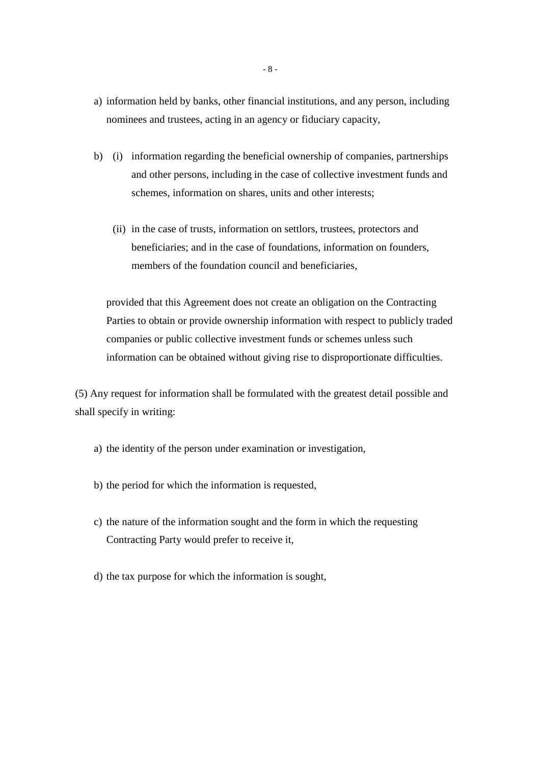a) information held by banks, other financial institutions, and any person, including nominees and trustees, acting in an agency or fiduciary capacity,

b) (i) information regarding the beneficial ownership of companies, partnerships and other persons, including in the case of collective investment funds and schemes, information on shares, units and other interests;

   (ii) in the case of trusts, information on settlors, trustees, protectors and beneficiaries; and in the case of foundations, information on founders, members of the foundation council and beneficiaries,

provided that this Agreement does not create an obligation on the Contracting Parties to obtain or provide ownership information with respect to publicly traded companies or public collective investment funds or schemes unless such information can be obtained without giving rise to disproportionate difficulties.

(5) Any request for information shall be formulated with the greatest detail possible and shall specify in writing:

a) the identity of the person under examination or investigation,

b) the period for which the information is requested,

c) the nature of the information sought and the form in which the requesting Contracting Party would prefer to receive it,

d) the tax purpose for which the information is sought,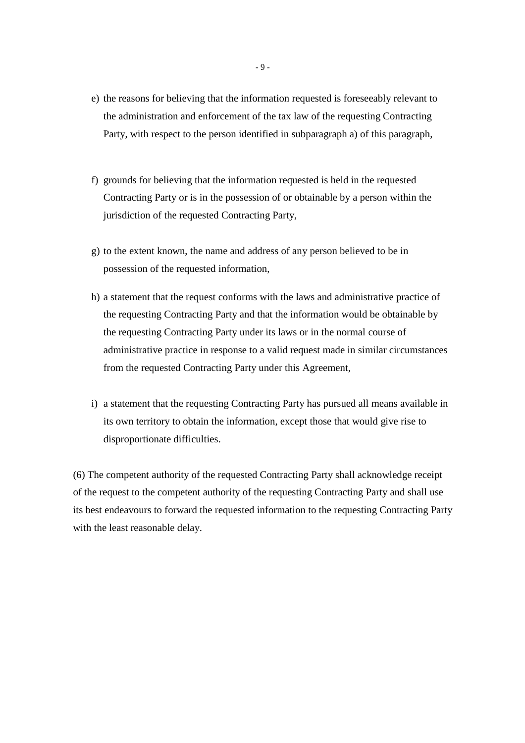e) the reasons for believing that the information requested is foreseeably relevant to the administration and enforcement of the tax law of the requesting Contracting Party, with respect to the person identified in subparagraph a) of this paragraph,

f) grounds for believing that the information requested is held in the requested Contracting Party or is in the possession of or obtainable by a person within the jurisdiction of the requested Contracting Party,

g) to the extent known, the name and address of any person believed to be in possession of the requested information,

h) a statement that the request conforms with the laws and administrative practice of the requesting Contracting Party and that the information would be obtainable by the requesting Contracting Party under its laws or in the normal course of administrative practice in response to a valid request made in similar circumstances from the requested Contracting Party under this Agreement,

i) a statement that the requesting Contracting Party has pursued all means available in its own territory to obtain the information, except those that would give rise to disproportionate difficulties.

(6) The competent authority of the requested Contracting Party shall acknowledge receipt of the request to the competent authority of the requesting Contracting Party and shall use its best endeavours to forward the requested information to the requesting Contracting Party with the least reasonable delay.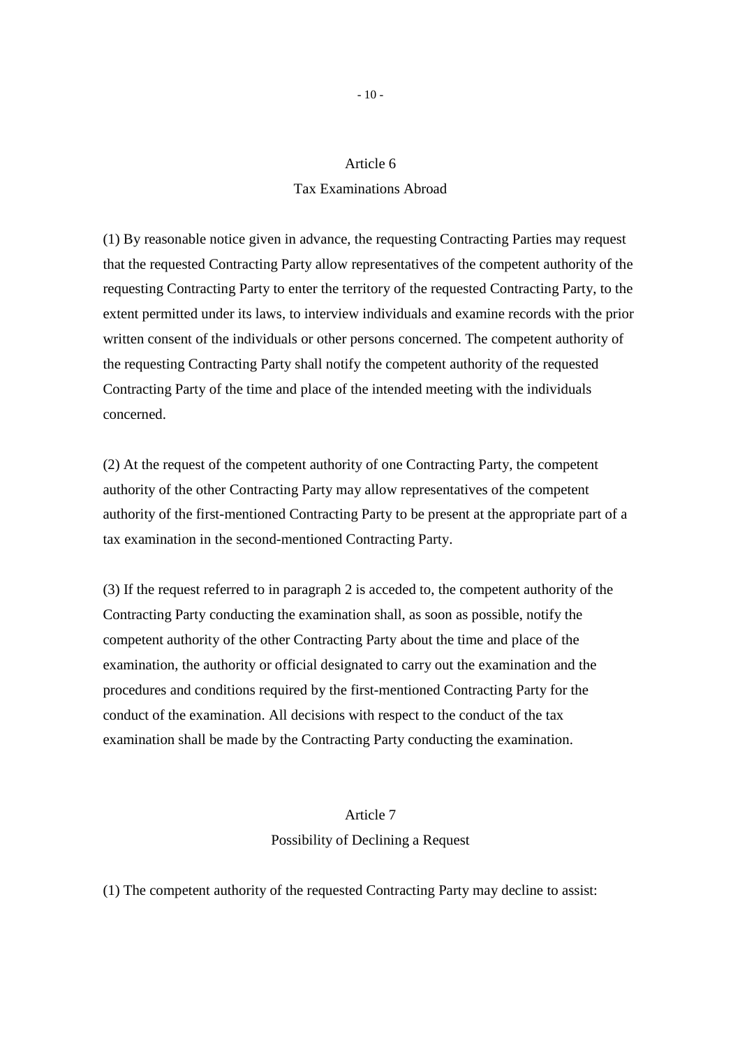## Article 6
### Tax Examinations Abroad

(1) By reasonable notice given in advance, the requesting Contracting Parties may request that the requested Contracting Party allow representatives of the competent authority of the requesting Contracting Party to enter the territory of the requested Contracting Party, to the extent permitted under its laws, to interview individuals and examine records with the prior written consent of the individuals or other persons concerned. The competent authority of the requesting Contracting Party shall notify the competent authority of the requested Contracting Party of the time and place of the intended meeting with the individuals concerned.

(2) At the request of the competent authority of one Contracting Party, the competent authority of the other Contracting Party may allow representatives of the competent authority of the first-mentioned Contracting Party to be present at the appropriate part of a tax examination in the second-mentioned Contracting Party.

(3) If the request referred to in paragraph 2 is acceded to, the competent authority of the Contracting Party conducting the examination shall, as soon as possible, notify the competent authority of the other Contracting Party about the time and place of the examination, the authority or official designated to carry out the examination and the procedures and conditions required by the first-mentioned Contracting Party for the conduct of the examination. All decisions with respect to the conduct of the tax examination shall be made by the Contracting Party conducting the examination.

## Article 7
### Possibility of Declining a Request

(1) The competent authority of the requested Contracting Party may decline to assist: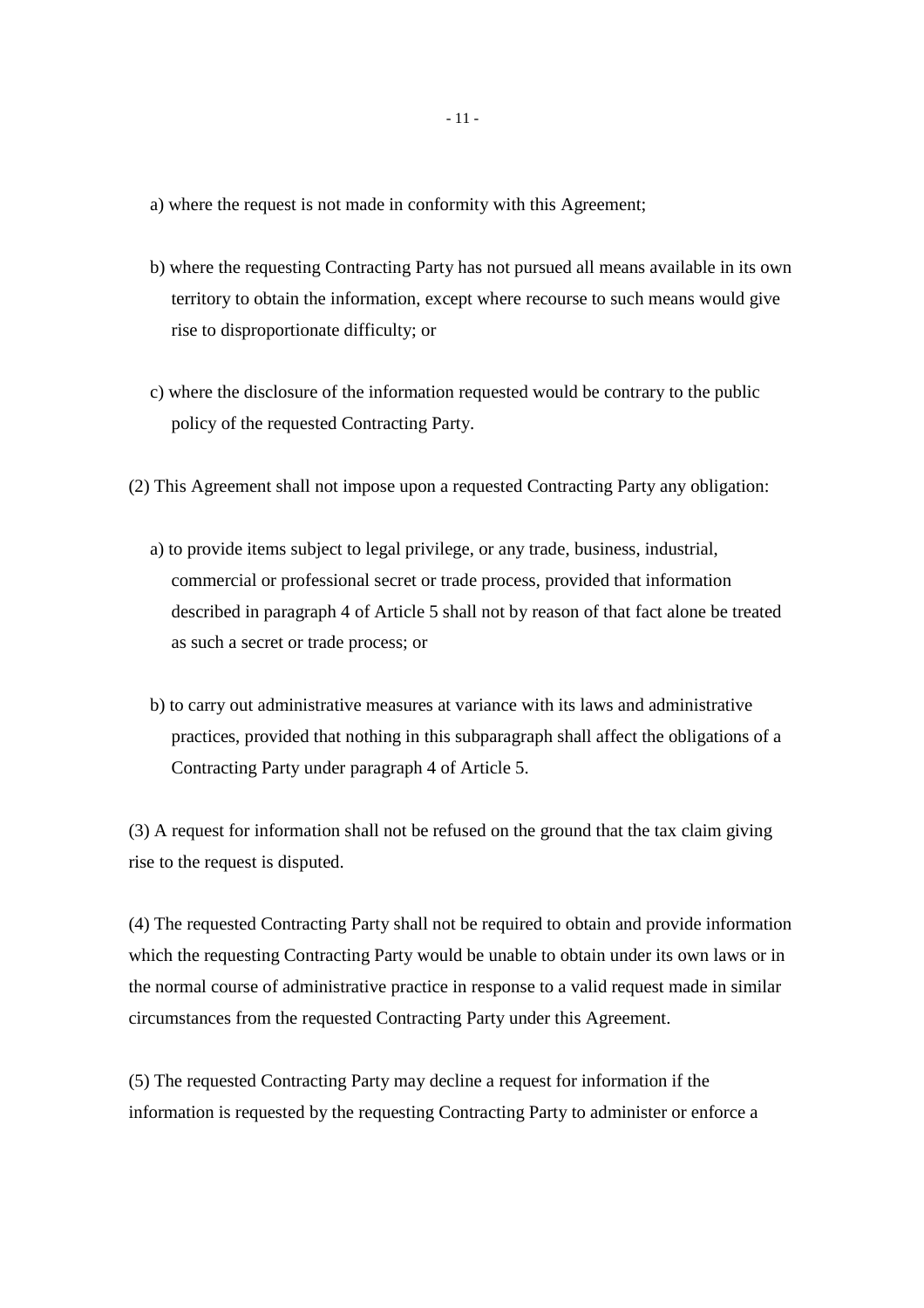a) where the request is not made in conformity with this Agreement;

b) where the requesting Contracting Party has not pursued all means available in its own territory to obtain the information, except where recourse to such means would give rise to disproportionate difficulty; or

c) where the disclosure of the information requested would be contrary to the public policy of the requested Contracting Party.

(2) This Agreement shall not impose upon a requested Contracting Party any obligation:

a) to provide items subject to legal privilege, or any trade, business, industrial, commercial or professional secret or trade process, provided that information described in paragraph 4 of Article 5 shall not by reason of that fact alone be treated as such a secret or trade process; or

b) to carry out administrative measures at variance with its laws and administrative practices, provided that nothing in this subparagraph shall affect the obligations of a Contracting Party under paragraph 4 of Article 5.

(3) A request for information shall not be refused on the ground that the tax claim giving rise to the request is disputed.

(4) The requested Contracting Party shall not be required to obtain and provide information which the requesting Contracting Party would be unable to obtain under its own laws or in the normal course of administrative practice in response to a valid request made in similar circumstances from the requested Contracting Party under this Agreement.

(5) The requested Contracting Party may decline a request for information if the information is requested by the requesting Contracting Party to administer or enforce a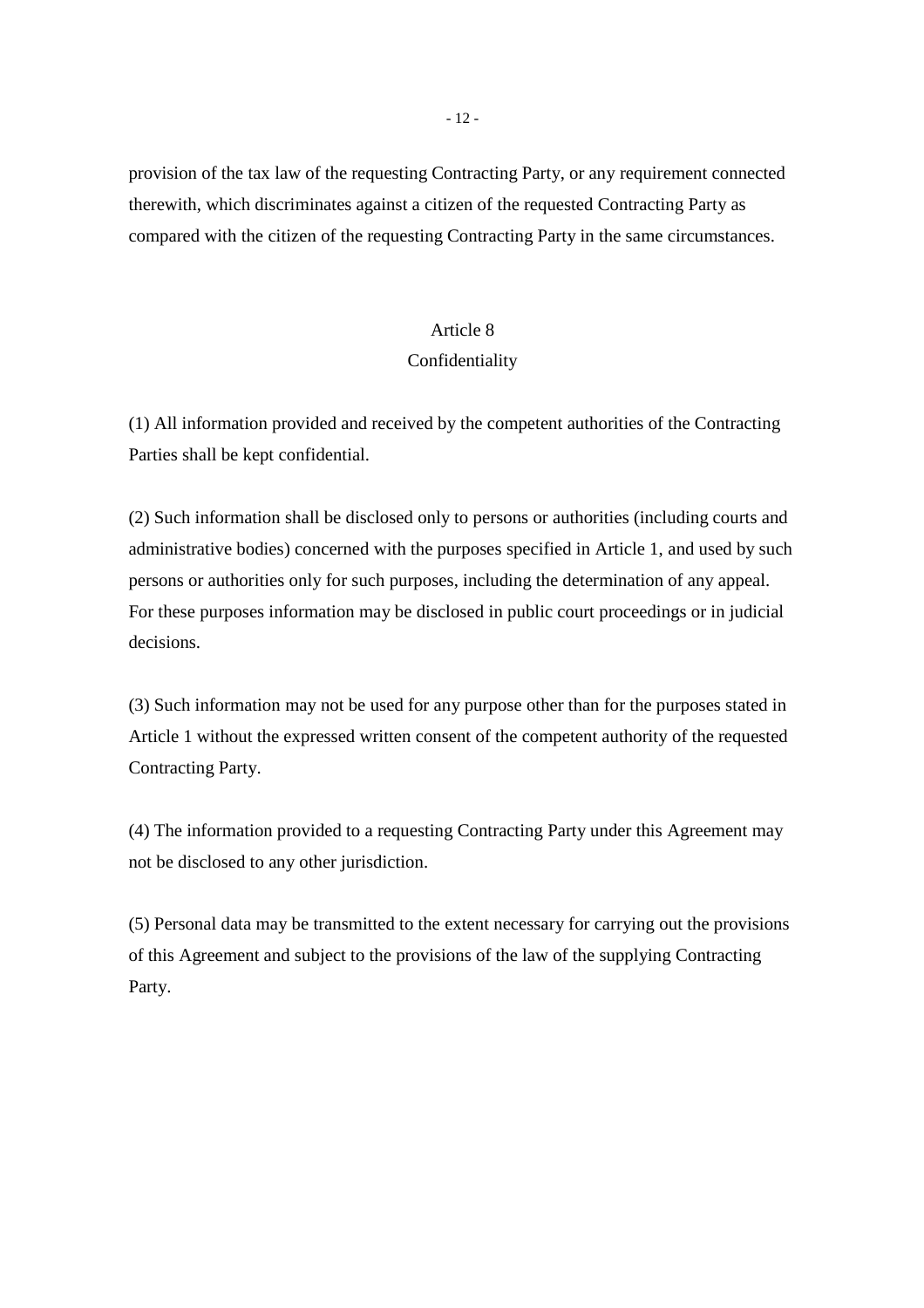provision of the tax law of the requesting Contracting Party, or any requirement connected therewith, which discriminates against a citizen of the requested Contracting Party as compared with the citizen of the requesting Contracting Party in the same circumstances.

## Article 8
## Confidentiality

(1) All information provided and received by the competent authorities of the Contracting Parties shall be kept confidential.

(2) Such information shall be disclosed only to persons or authorities (including courts and administrative bodies) concerned with the purposes specified in Article 1, and used by such persons or authorities only for such purposes, including the determination of any appeal. For these purposes information may be disclosed in public court proceedings or in judicial decisions.

(3) Such information may not be used for any purpose other than for the purposes stated in Article 1 without the expressed written consent of the competent authority of the requested Contracting Party.

(4) The information provided to a requesting Contracting Party under this Agreement may not be disclosed to any other jurisdiction.

(5) Personal data may be transmitted to the extent necessary for carrying out the provisions of this Agreement and subject to the provisions of the law of the supplying Contracting Party.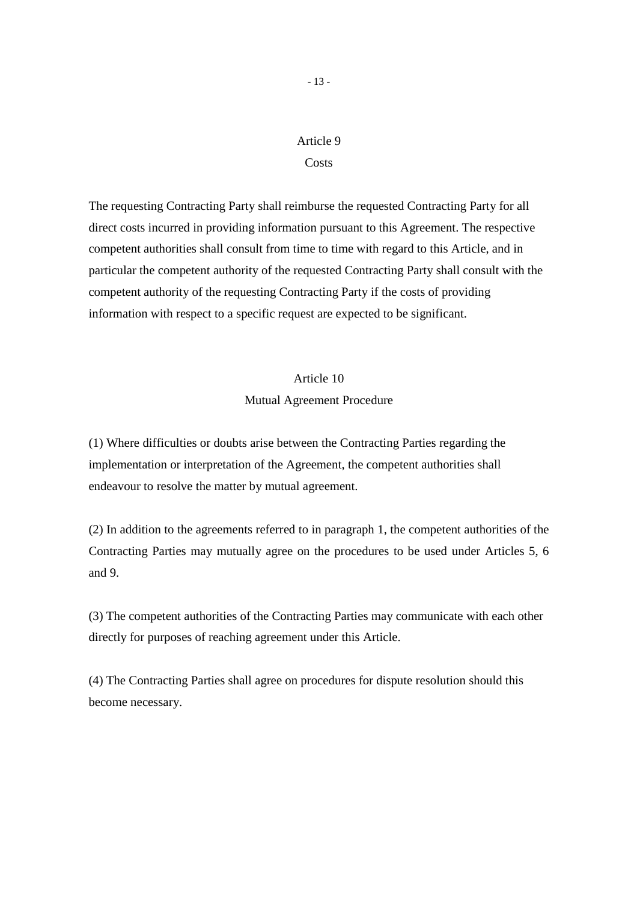## Article 9
## Costs

The requesting Contracting Party shall reimburse the requested Contracting Party for all direct costs incurred in providing information pursuant to this Agreement. The respective competent authorities shall consult from time to time with regard to this Article, and in particular the competent authority of the requested Contracting Party shall consult with the competent authority of the requesting Contracting Party if the costs of providing information with respect to a specific request are expected to be significant.

## Article 10
## Mutual Agreement Procedure

(1) Where difficulties or doubts arise between the Contracting Parties regarding the implementation or interpretation of the Agreement, the competent authorities shall endeavour to resolve the matter by mutual agreement.

(2) In addition to the agreements referred to in paragraph 1, the competent authorities of the Contracting Parties may mutually agree on the procedures to be used under Articles 5, 6 and 9.

(3) The competent authorities of the Contracting Parties may communicate with each other directly for purposes of reaching agreement under this Article.

(4) The Contracting Parties shall agree on procedures for dispute resolution should this become necessary.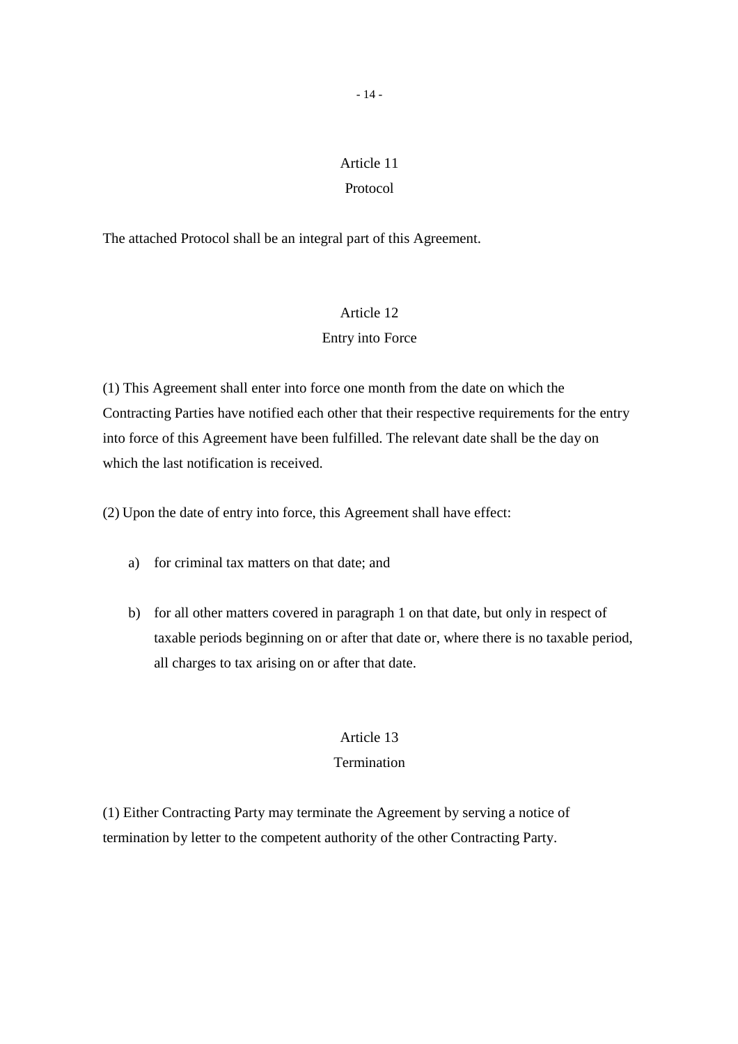## Article 11
## Protocol

The attached Protocol shall be an integral part of this Agreement.

## Article 12
## Entry into Force

(1) This Agreement shall enter into force one month from the date on which the Contracting Parties have notified each other that their respective requirements for the entry into force of this Agreement have been fulfilled. The relevant date shall be the day on which the last notification is received.

(2) Upon the date of entry into force, this Agreement shall have effect:

a) for criminal tax matters on that date; and

b) for all other matters covered in paragraph 1 on that date, but only in respect of taxable periods beginning on or after that date or, where there is no taxable period, all charges to tax arising on or after that date.

## Article 13
## Termination

(1) Either Contracting Party may terminate the Agreement by serving a notice of termination by letter to the competent authority of the other Contracting Party.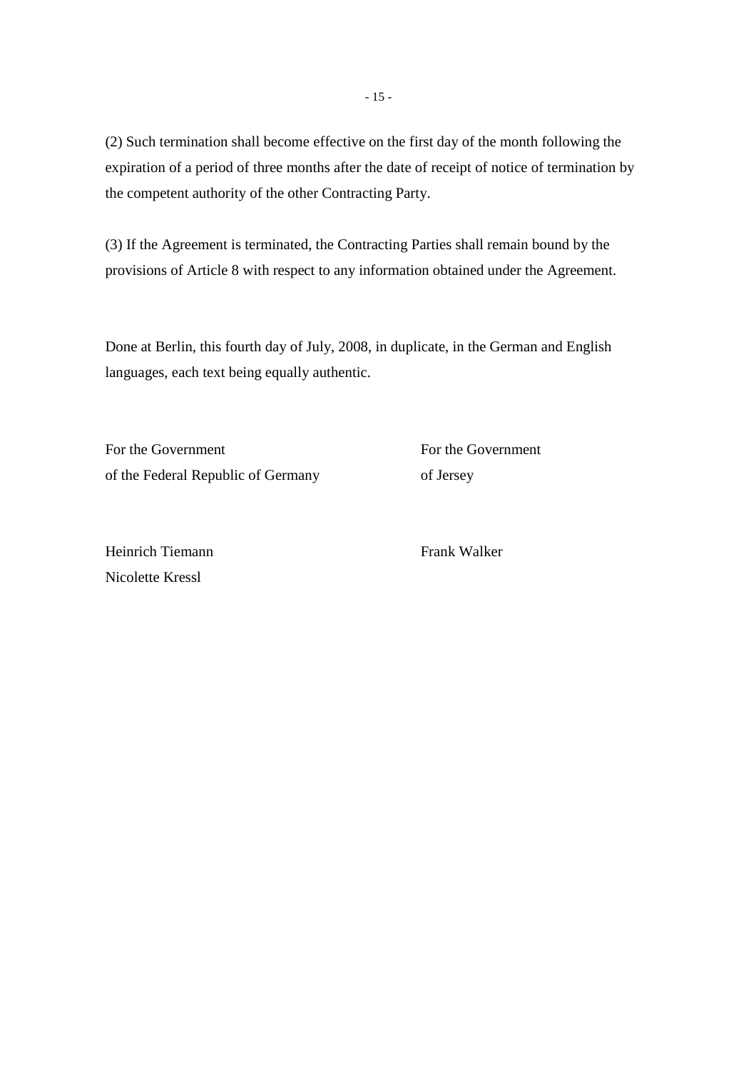(2) Such termination shall become effective on the first day of the month following the expiration of a period of three months after the date of receipt of notice of termination by the competent authority of the other Contracting Party.

(3) If the Agreement is terminated, the Contracting Parties shall remain bound by the provisions of Article 8 with respect to any information obtained under the Agreement.

Done at Berlin, this fourth day of July, 2008, in duplicate, in the German and English languages, each text being equally authentic.

| For the Government of the Federal Republic of Germany | For the Government of Jersey |
|---|---|
| Heinrich Tiemann<br>Nicolette Kressl | Frank Walker |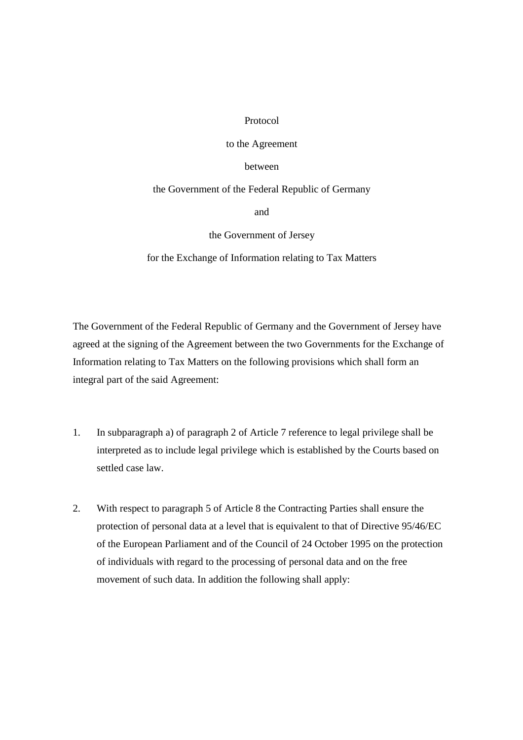# Protocol

## to the Agreement

## between

## the Government of the Federal Republic of Germany

## and

## the Government of Jersey

## for the Exchange of Information relating to Tax Matters

The Government of the Federal Republic of Germany and the Government of Jersey have agreed at the signing of the Agreement between the two Governments for the Exchange of Information relating to Tax Matters on the following provisions which shall form an integral part of the said Agreement:

1. In subparagraph a) of paragraph 2 of Article 7 reference to legal privilege shall be interpreted as to include legal privilege which is established by the Courts based on settled case law.

2. With respect to paragraph 5 of Article 8 the Contracting Parties shall ensure the protection of personal data at a level that is equivalent to that of Directive 95/46/EC of the European Parliament and of the Council of 24 October 1995 on the protection of individuals with regard to the processing of personal data and on the free movement of such data. In addition the following shall apply: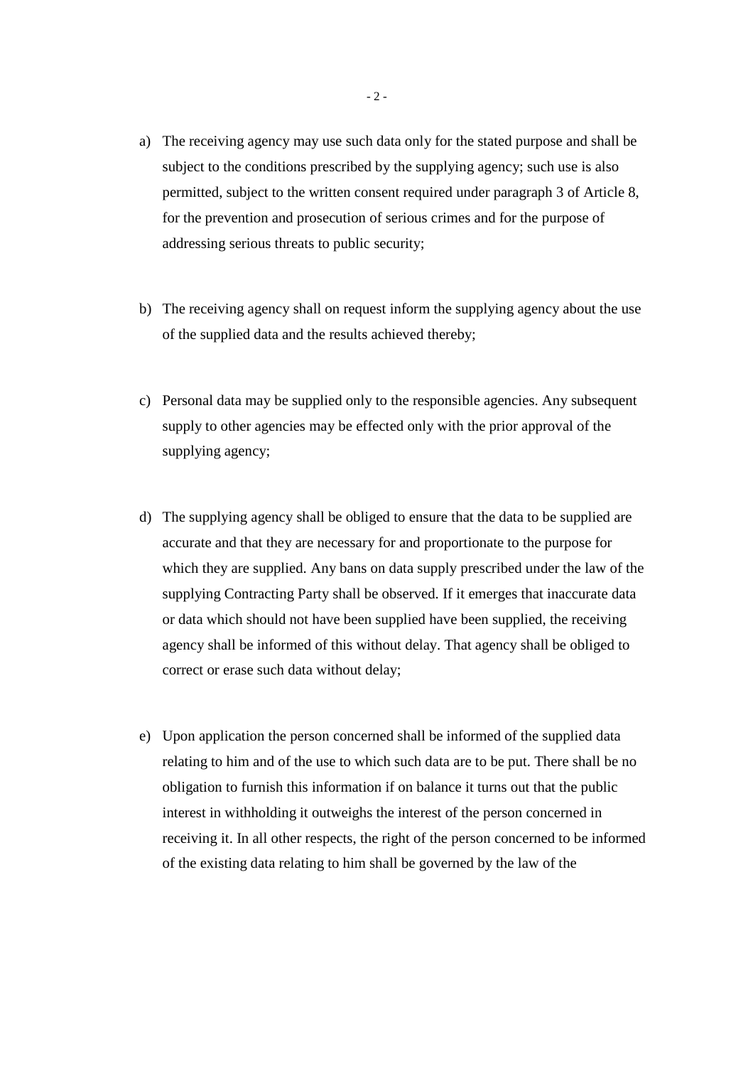a) The receiving agency may use such data only for the stated purpose and shall be subject to the conditions prescribed by the supplying agency; such use is also permitted, subject to the written consent required under paragraph 3 of Article 8, for the prevention and prosecution of serious crimes and for the purpose of addressing serious threats to public security;

b) The receiving agency shall on request inform the supplying agency about the use of the supplied data and the results achieved thereby;

c) Personal data may be supplied only to the responsible agencies. Any subsequent supply to other agencies may be effected only with the prior approval of the supplying agency;

d) The supplying agency shall be obliged to ensure that the data to be supplied are accurate and that they are necessary for and proportionate to the purpose for which they are supplied. Any bans on data supply prescribed under the law of the supplying Contracting Party shall be observed. If it emerges that inaccurate data or data which should not have been supplied have been supplied, the receiving agency shall be informed of this without delay. That agency shall be obliged to correct or erase such data without delay;

e) Upon application the person concerned shall be informed of the supplied data relating to him and of the use to which such data are to be put. There shall be no obligation to furnish this information if on balance it turns out that the public interest in withholding it outweighs the interest of the person concerned in receiving it. In all other respects, the right of the person concerned to be informed of the existing data relating to him shall be governed by the law of the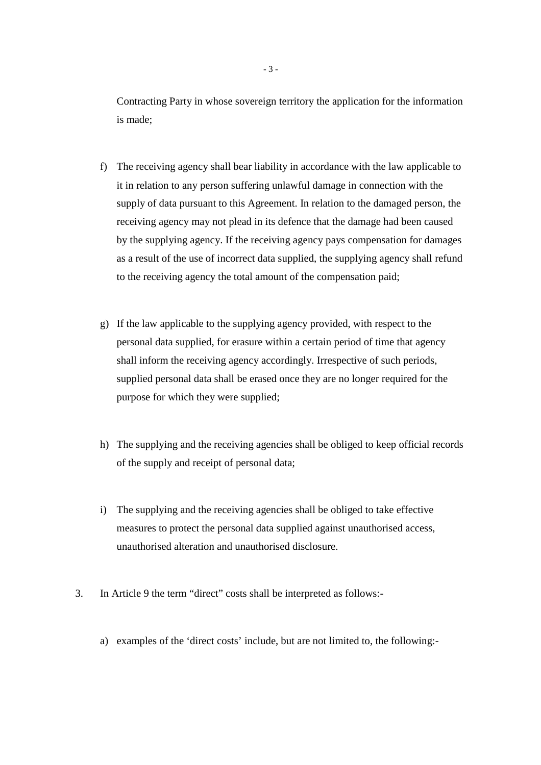Contracting Party in whose sovereign territory the application for the information is made;

f) The receiving agency shall bear liability in accordance with the law applicable to it in relation to any person suffering unlawful damage in connection with the supply of data pursuant to this Agreement. In relation to the damaged person, the receiving agency may not plead in its defence that the damage had been caused by the supplying agency. If the receiving agency pays compensation for damages as a result of the use of incorrect data supplied, the supplying agency shall refund to the receiving agency the total amount of the compensation paid;

g) If the law applicable to the supplying agency provided, with respect to the personal data supplied, for erasure within a certain period of time that agency shall inform the receiving agency accordingly. Irrespective of such periods, supplied personal data shall be erased once they are no longer required for the purpose for which they were supplied;

h) The supplying and the receiving agencies shall be obliged to keep official records of the supply and receipt of personal data;

i) The supplying and the receiving agencies shall be obliged to take effective measures to protect the personal data supplied against unauthorised access, unauthorised alteration and unauthorised disclosure.

3. In Article 9 the term "direct" costs shall be interpreted as follows:-

a) examples of the 'direct costs' include, but are not limited to, the following:-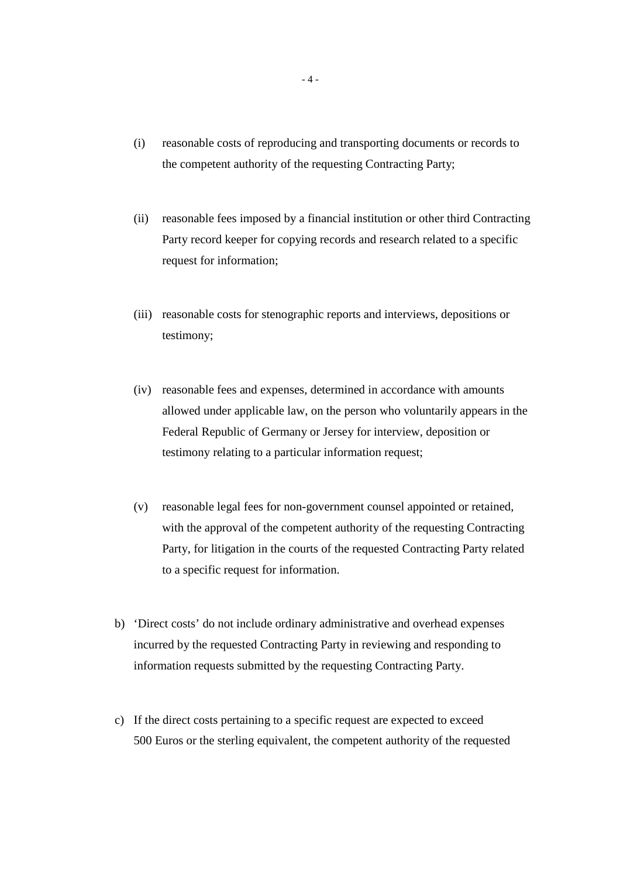(i) reasonable costs of reproducing and transporting documents or records to the competent authority of the requesting Contracting Party;

(ii) reasonable fees imposed by a financial institution or other third Contracting Party record keeper for copying records and research related to a specific request for information;

(iii) reasonable costs for stenographic reports and interviews, depositions or testimony;

(iv) reasonable fees and expenses, determined in accordance with amounts allowed under applicable law, on the person who voluntarily appears in the Federal Republic of Germany or Jersey for interview, deposition or testimony relating to a particular information request;

(v) reasonable legal fees for non-government counsel appointed or retained, with the approval of the competent authority of the requesting Contracting Party, for litigation in the courts of the requested Contracting Party related to a specific request for information.

b) 'Direct costs' do not include ordinary administrative and overhead expenses incurred by the requested Contracting Party in reviewing and responding to information requests submitted by the requesting Contracting Party.

c) If the direct costs pertaining to a specific request are expected to exceed 500 Euros or the sterling equivalent, the competent authority of the requested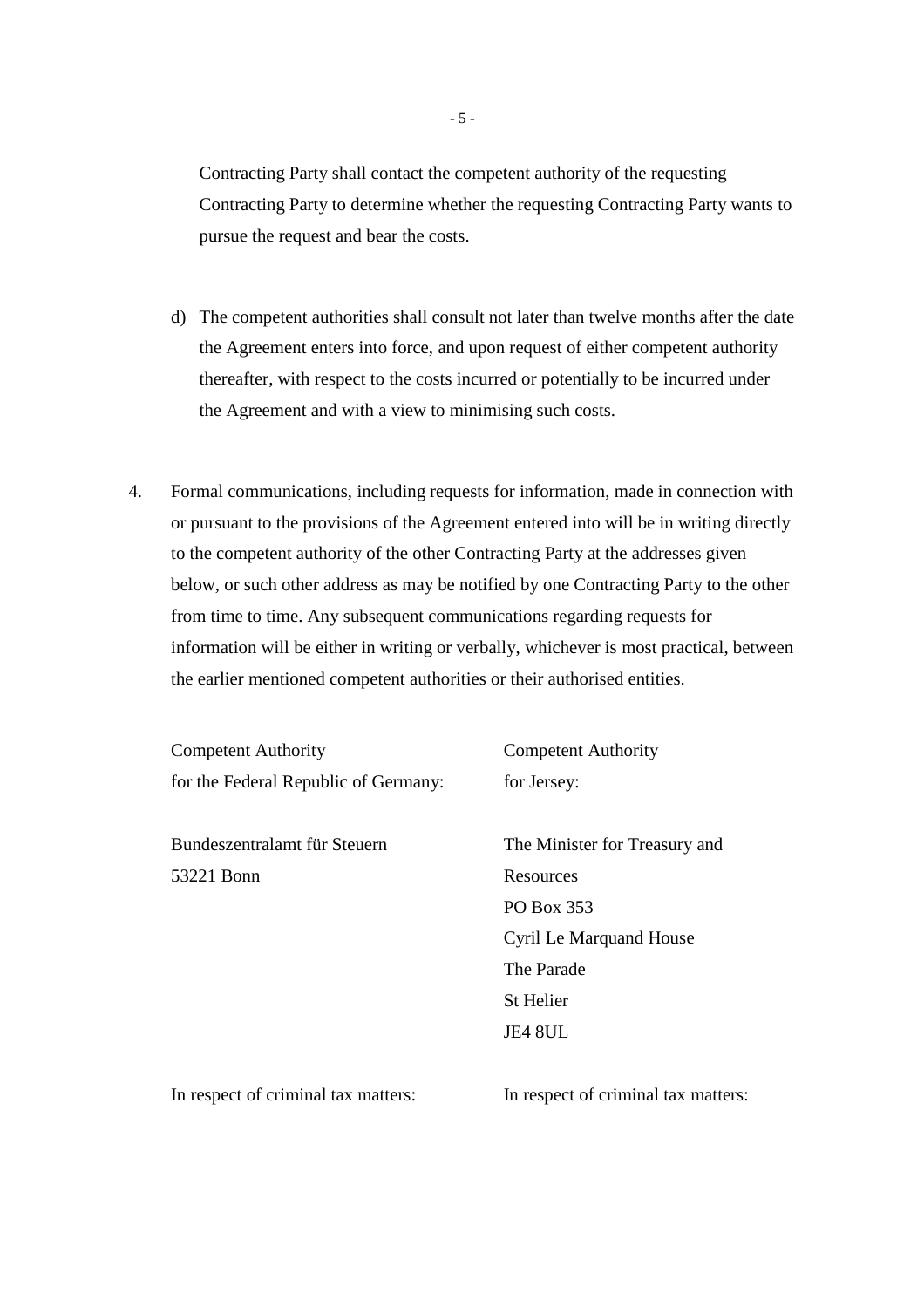Contracting Party shall contact the competent authority of the requesting Contracting Party to determine whether the requesting Contracting Party wants to pursue the request and bear the costs.

d) The competent authorities shall consult not later than twelve months after the date the Agreement enters into force, and upon request of either competent authority thereafter, with respect to the costs incurred or potentially to be incurred under the Agreement and with a view to minimising such costs.

4. Formal communications, including requests for information, made in connection with or pursuant to the provisions of the Agreement entered into will be in writing directly to the competent authority of the other Contracting Party at the addresses given below, or such other address as may be notified by one Contracting Party to the other from time to time. Any subsequent communications regarding requests for information will be either in writing or verbally, whichever is most practical, between the earlier mentioned competent authorities or their authorised entities.

| Competent Authority for the Federal Republic of Germany: | Competent Authority for Jersey: |
|---|---|
| Bundeszentralamt für Steuern<br>53221 Bonn | The Minister for Treasury and Resources<br>PO Box 353<br>Cyril Le Marquand House<br>The Parade<br>St Helier<br>JE4 8UL |
| In respect of criminal tax matters: | In respect of criminal tax matters: |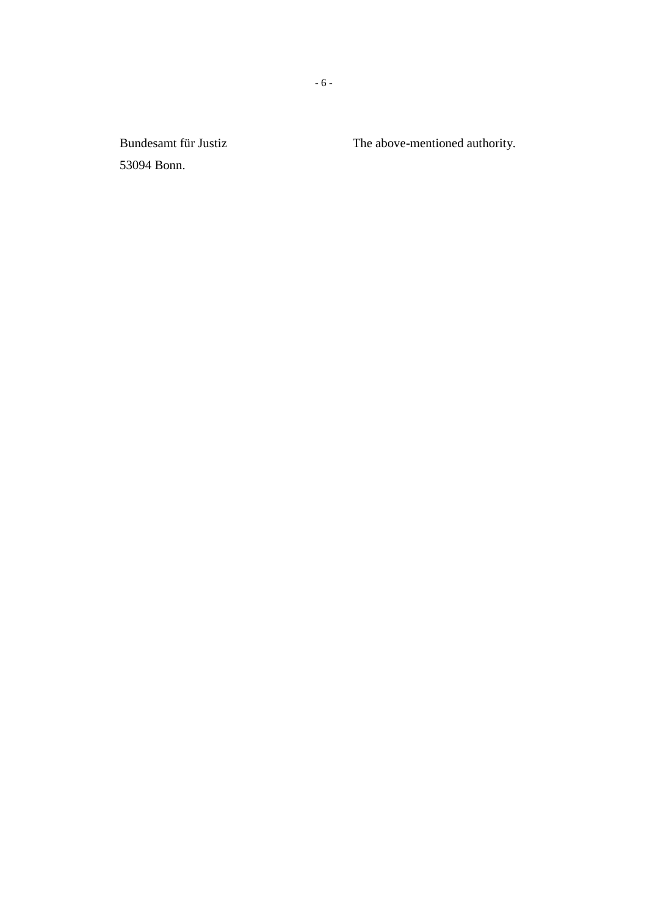| | |
|---|---|
| Bundesamt für Justiz<br>53094 Bonn. | The above-mentioned authority. |